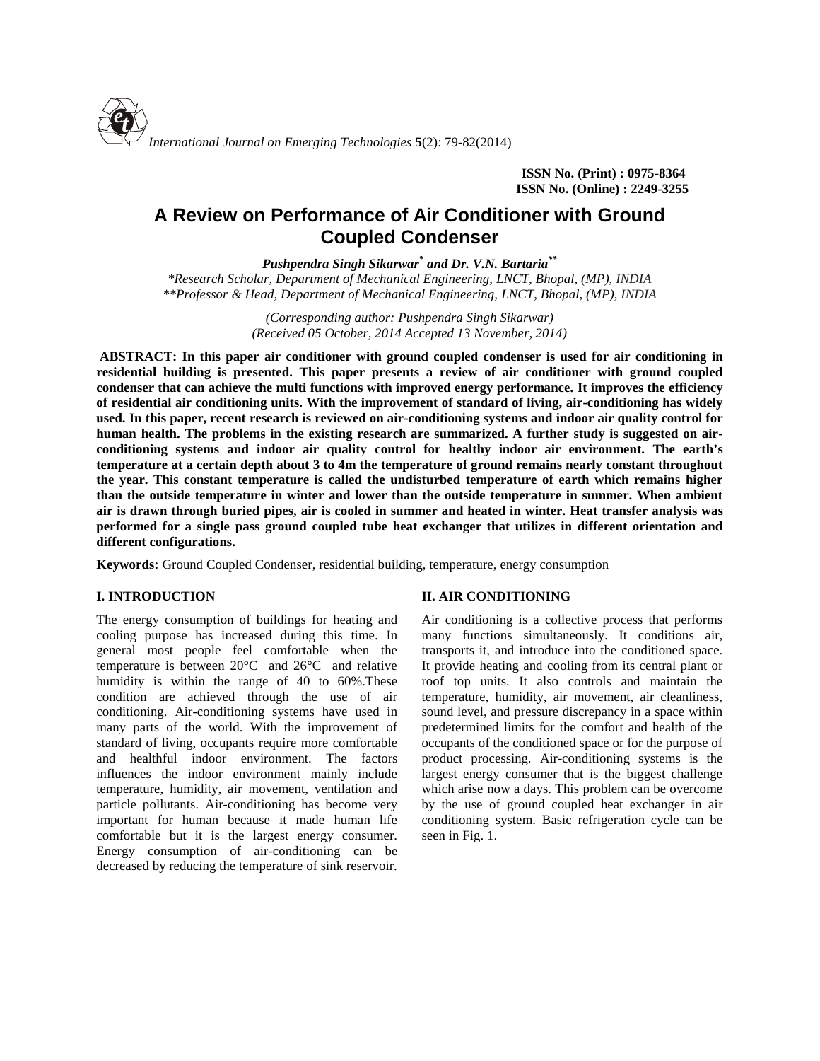# A Review on Performance of Air Conditioner with Ground Coupled Condenser

***Pushpendra Singh Sikarwar*** [*] ***and Dr. V.N. Bartaria*** [**]

*\*Research Scholar, Department of Mechanical Engineering, LNCT, Bhopal, (MP), INDIA*
*\*\*Professor & Head, Department of Mechanical Engineering, LNCT, Bhopal, (MP), INDIA*

*(Corresponding author: Pushpendra Singh Sikarwar)*
*(Received 05 October, 2014 Accepted 13 November, 2014)*

**ABSTRACT: In this paper air conditioner with ground coupled condenser is used for air conditioning in residential building is presented. This paper presents a review of air conditioner with ground coupled condenser that can achieve the multi functions with improved energy performance. It improves the efficiency of residential air conditioning units. With the improvement of standard of living, air-conditioning has widely used. In this paper, recent research is reviewed on air-conditioning systems and indoor air quality control for human health. The problems in the existing research are summarized. A further study is suggested on air-conditioning systems and indoor air quality control for healthy indoor air environment. The earth's temperature at a certain depth about 3 to 4m the temperature of ground remains nearly constant throughout the year. This constant temperature is called the undisturbed temperature of earth which remains higher than the outside temperature in winter and lower than the outside temperature in summer. When ambient air is drawn through buried pipes, air is cooled in summer and heated in winter. Heat transfer analysis was performed for a single pass ground coupled tube heat exchanger that utilizes in different orientation and different configurations.**

**Keywords:** Ground Coupled Condenser, residential building, temperature, energy consumption

## I. INTRODUCTION

The energy consumption of buildings for heating and cooling purpose has increased during this time. In general most people feel comfortable when the temperature is between 20°C and 26°C and relative humidity is within the range of 40 to 60%.These condition are achieved through the use of air conditioning. Air-conditioning systems have used in many parts of the world. With the improvement of standard of living, occupants require more comfortable and healthful indoor environment. The factors influences the indoor environment mainly include temperature, humidity, air movement, ventilation and particle pollutants. Air-conditioning has become very important for human because it made human life comfortable but it is the largest energy consumer. Energy consumption of air-conditioning can be decreased by reducing the temperature of sink reservoir.

## II. AIR CONDITIONING

Air conditioning is a collective process that performs many functions simultaneously. It conditions air, transports it, and introduce into the conditioned space. It provide heating and cooling from its central plant or roof top units. It also controls and maintain the temperature, humidity, air movement, air cleanliness, sound level, and pressure discrepancy in a space within predetermined limits for the comfort and health of the occupants of the conditioned space or for the purpose of product processing. Air-conditioning systems is the largest energy consumer that is the biggest challenge which arise now a days. This problem can be overcome by the use of ground coupled heat exchanger in air conditioning system. Basic refrigeration cycle can be seen in Fig. 1.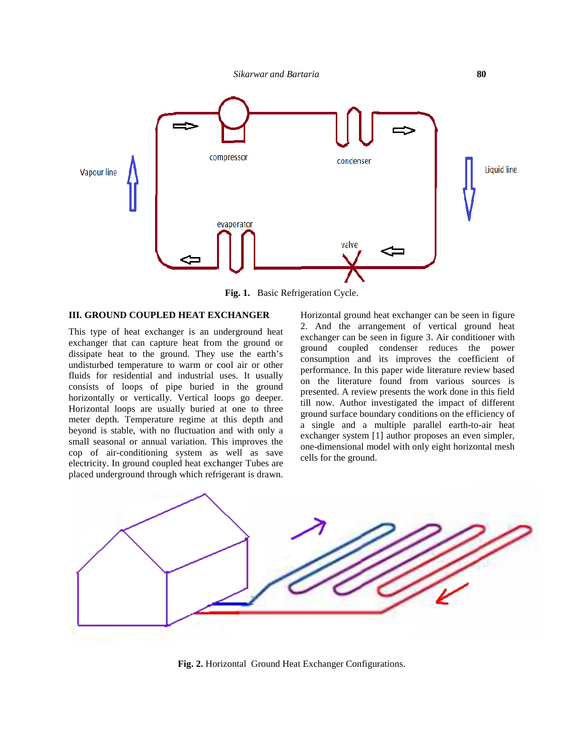compressor

concenser

Vapour line

Liquid line

evaporator

valve

**Fig. 1.** Basic Refrigeration Cycle.

## III. GROUND COUPLED HEAT EXCHANGER

This type of heat exchanger is an underground heat exchanger that can capture heat from the ground or dissipate heat to the ground. They use the earth's undisturbed temperature to warm or cool air or other fluids for residential and industrial uses. It usually consists of loops of pipe buried in the ground horizontally or vertically. Vertical loops go deeper. Horizontal loops are usually buried at one to three meter depth. Temperature regime at this depth and beyond is stable, with no fluctuation and with only a small seasonal or annual variation. This improves the cop of air-conditioning system as well as save electricity. In ground coupled heat exchanger Tubes are placed underground through which refrigerant is drawn. Horizontal ground heat exchanger can be seen in figure 2. And the arrangement of vertical ground heat exchanger can be seen in figure 3. Air conditioner with ground coupled condenser reduces the power consumption and its improves the coefficient of performance. In this paper wide literature review based on the literature found from various sources is presented. A review presents the work done in this field till now. Author investigated the impact of different ground surface boundary conditions on the efficiency of a single and a multiple parallel earth-to-air heat exchanger system [1] author proposes an even simpler, one-dimensional model with only eight horizontal mesh cells for the ground.

**Fig. 2.** Horizontal Ground Heat Exchanger Configurations.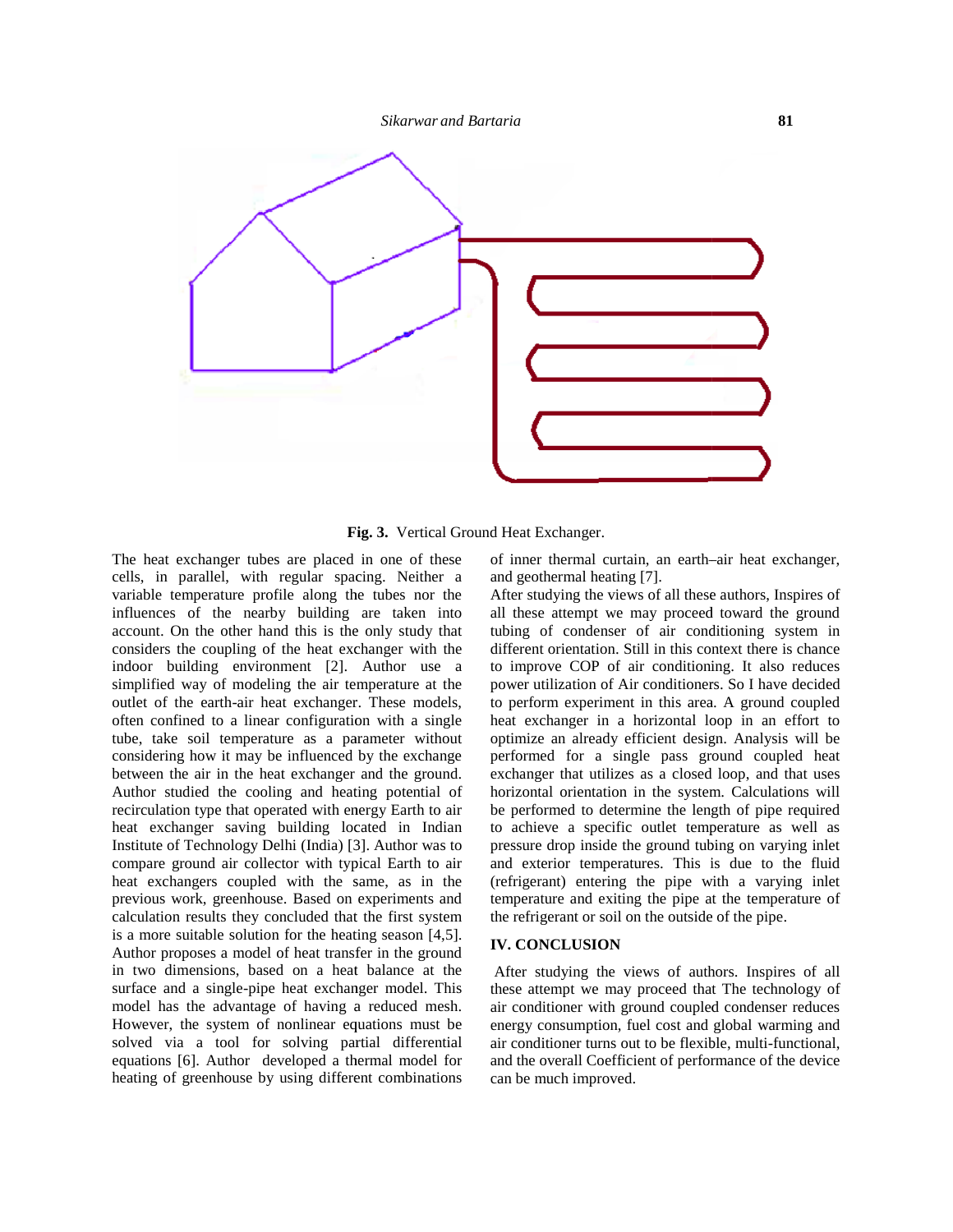Fig. 3. Vertical Ground Heat Exchanger.

The heat exchanger tubes are placed in one of these cells, in parallel, with regular spacing. Neither a variable temperature profile along the tubes nor the influences of the nearby building are taken into account. On the other hand this is the only study that considers the coupling of the heat exchanger with the indoor building environment [2]. Author use a simplified way of modeling the air temperature at the outlet of the earth-air heat exchanger. These models, often confined to a linear configuration with a single tube, take soil temperature as a parameter without considering how it may be influenced by the exchange between the air in the heat exchanger and the ground. Author studied the cooling and heating potential of recirculation type that operated with energy Earth to air heat exchanger saving building located in Indian Institute of Technology Delhi (India) [3]. Author was to compare ground air collector with typical Earth to air heat exchangers coupled with the same, as in the previous work, greenhouse. Based on experiments and calculation results they concluded that the first system is a more suitable solution for the heating season [4,5]. Author proposes a model of heat transfer in the ground in two dimensions, based on a heat balance at the surface and a single-pipe heat exchanger model. This model has the advantage of having a reduced mesh. However, the system of nonlinear equations must be solved via a tool for solving partial differential equations [6]. Author developed a thermal model for heating of greenhouse by using different combinations of inner thermal curtain, an earth–air heat exchanger, and geothermal heating [7].

After studying the views of all these authors, Inspires of all these attempt we may proceed toward the ground tubing of condenser of air conditioning system in different orientation. Still in this context there is chance to improve COP of air conditioning. It also reduces power utilization of Air conditioners. So I have decided to perform experiment in this area. A ground coupled heat exchanger in a horizontal loop in an effort to optimize an already efficient design. Analysis will be performed for a single pass ground coupled heat exchanger that utilizes as a closed loop, and that uses horizontal orientation in the system. Calculations will be performed to determine the length of pipe required to achieve a specific outlet temperature as well as pressure drop inside the ground tubing on varying inlet and exterior temperatures. This is due to the fluid (refrigerant) entering the pipe with a varying inlet temperature and exiting the pipe at the temperature of the refrigerant or soil on the outside of the pipe.

## IV. CONCLUSION

After studying the views of authors. Inspires of all these attempt we may proceed that The technology of air conditioner with ground coupled condenser reduces energy consumption, fuel cost and global warming and air conditioner turns out to be flexible, multi-functional, and the overall Coefficient of performance of the device can be much improved.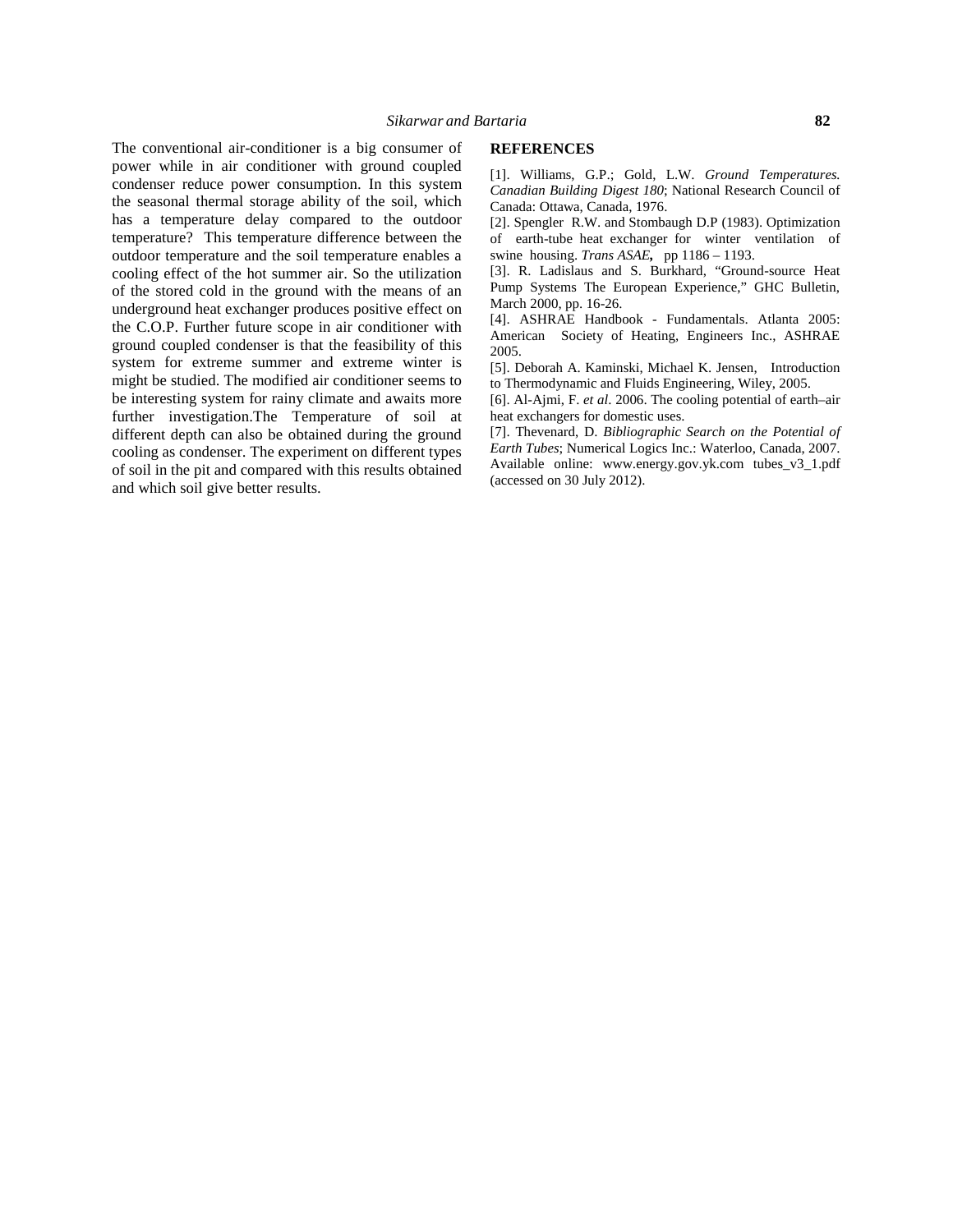The conventional air-conditioner is a big consumer of power while in air conditioner with ground coupled condenser reduce power consumption. In this system the seasonal thermal storage ability of the soil, which has a temperature delay compared to the outdoor temperature? This temperature difference between the outdoor temperature and the soil temperature enables a cooling effect of the hot summer air. So the utilization of the stored cold in the ground with the means of an underground heat exchanger produces positive effect on the C.O.P. Further future scope in air conditioner with ground coupled condenser is that the feasibility of this system for extreme summer and extreme winter is might be studied. The modified air conditioner seems to be interesting system for rainy climate and awaits more further investigation.The Temperature of soil at different depth can also be obtained during the ground cooling as condenser. The experiment on different types of soil in the pit and compared with this results obtained and which soil give better results.

## REFERENCES

[1]. Williams, G.P.; Gold, L.W. *Ground Temperatures. Canadian Building Digest 180*; National Research Council of Canada: Ottawa, Canada, 1976.

[2]. Spengler R.W. and Stombaugh D.P (1983). Optimization of earth-tube heat exchanger for winter ventilation of swine housing. *Trans ASAE,* pp 1186 – 1193.

[3]. R. Ladislaus and S. Burkhard, "Ground-source Heat Pump Systems The European Experience," GHC Bulletin, March 2000, pp. 16-26.

[4]. ASHRAE Handbook - Fundamentals. Atlanta 2005: American Society of Heating, Engineers Inc., ASHRAE 2005.

[5]. Deborah A. Kaminski, Michael K. Jensen, Introduction to Thermodynamic and Fluids Engineering, Wiley, 2005.

[6]. Al-Ajmi, F. *et al*. 2006. The cooling potential of earth–air heat exchangers for domestic uses.

[7]. Thevenard, D. *Bibliographic Search on the Potential of Earth Tubes*; Numerical Logics Inc.: Waterloo, Canada, 2007. Available online: www.energy.gov.yk.com tubes_v3_1.pdf (accessed on 30 July 2012).